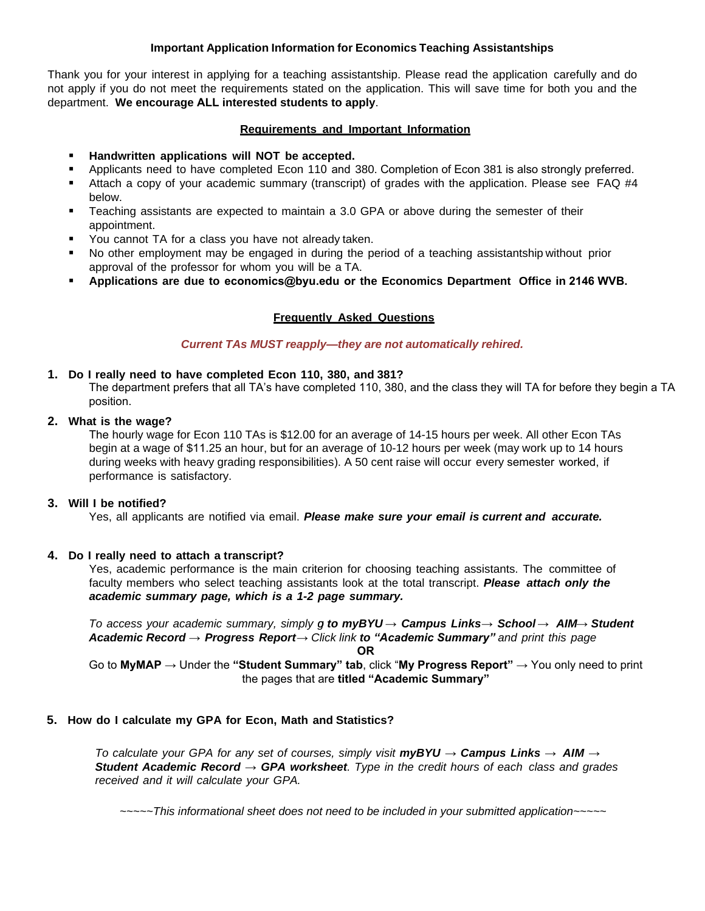## Important Application Information for Economics Teaching Assistantships

Thank you for your interest in applying for a teaching assistantship. Please read the application carefully and do not apply if you do not meet the requirements stated on the application. This will save time for both you and the department. **We encourage ALL interested students to apply**.

### Requirements and Important Information

- **Handwritten applications will NOT be accepted.**
- Applicants need to have completed Econ 110 and 380. Completion of Econ 381 is also strongly preferred.
- Attach a copy of your academic summary (transcript) of grades with the application. Please see FAQ #4 below.
- Teaching assistants are expected to maintain a 3.0 GPA or above during the semester of their appointment.
- You cannot TA for a class you have not already taken.
- No other employment may be engaged in during the period of a teaching assistantship without prior approval of the professor for whom you will be a TA.
- **Applications are due to economics@byu.edu or the Economics Department Office in 2146 WVB.**

### Frequently Asked Questions

***Current TAs MUST reapply—they are not automatically rehired.***

1. **Do I really need to have completed Econ 110, 380, and 381?**
   The department prefers that all TA's have completed 110, 380, and the class they will TA for before they begin a TA position.

2. **What is the wage?**
   The hourly wage for Econ 110 TAs is $12.00 for an average of 14-15 hours per week. All other Econ TAs begin at a wage of $11.25 an hour, but for an average of 10-12 hours per week (may work up to 14 hours during weeks with heavy grading responsibilities). A 50 cent raise will occur every semester worked, if performance is satisfactory.

3. **Will I be notified?**
   Yes, all applicants are notified via email. ***Please make sure your email is current and accurate.***

4. **Do I really need to attach a transcript?**
   Yes, academic performance is the main criterion for choosing teaching assistants. The committee of faculty members who select teaching assistants look at the total transcript. ***Please attach only the academic summary page, which is a 1-2 page summary.***

   *To access your academic summary, simply **g to myBYU → Campus Links→ School → AIM→ Student Academic Record → Progress Report**→ Click link **to "Academic Summary"** and print this page*

   **OR**

   Go to **MyMAP** → Under the **"Student Summary" tab**, click "**My Progress Report"** → You only need to print the pages that are **titled "Academic Summary"**

5. **How do I calculate my GPA for Econ, Math and Statistics?**

   *To calculate your GPA for any set of courses, simply visit **myBYU → Campus Links → AIM → Student Academic Record → GPA worksheet**. Type in the credit hours of each class and grades received and it will calculate your GPA.*

*~~~~~This informational sheet does not need to be included in your submitted application~~~~~*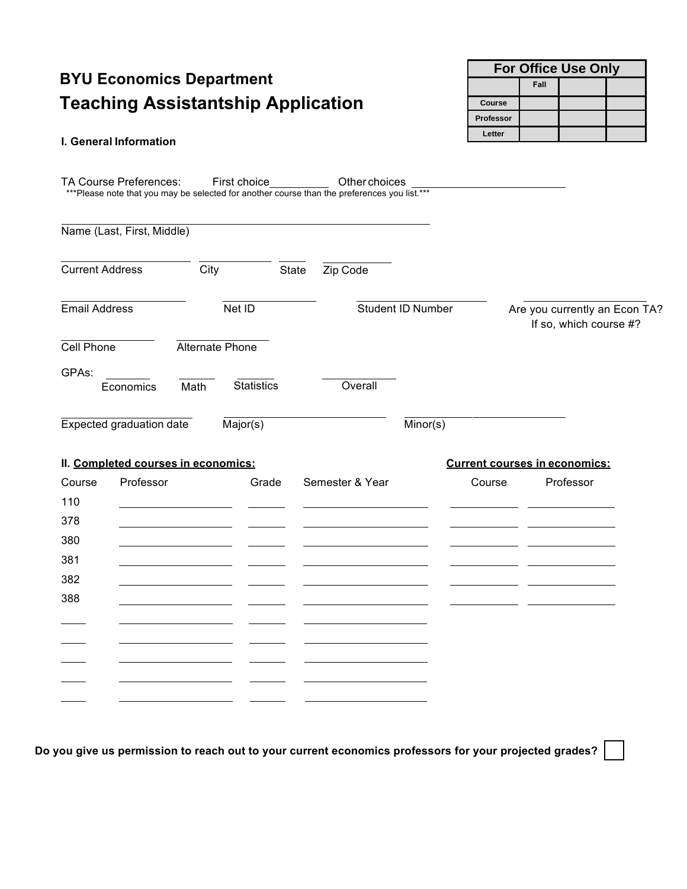# BYU Economics Department

## Teaching Assistantship Application

| For Office Use Only | | | |
|---|---|---|---|
| | Fall | | |
| Course | | | |
| Professor | | | |
| Letter | | | |

### I. General Information

TA Course Preferences: First choice__________ Other choices ___________________________

***Please note that you may be selected for another course than the preferences you list.***

Name (Last, First, Middle) ______________________________

Current Address ______________ City ____________ State ______ Zip Code ____________

Email Address ______________ Net ID ______________ Student ID Number ______________ Are you currently an Econ TA? If so, which course #? ______________

Cell Phone ______________ Alternate Phone ______________

GPAs: Economics ________ Math ________ Statistics ________ Overall ________

Expected graduation date ______________ Major(s) ______________ Minor(s) ______________

### II. Completed courses in economics:

| Course | Professor | Grade | Semester & Year |
|---|---|---|---|
| 110 | | | |
| 378 | | | |
| 380 | | | |
| 381 | | | |
| 382 | | | |
| 388 | | | |
| | | | |
| | | | |
| | | | |
| | | | |
| | | | |

### Current courses in economics:

| Course | Professor |
|---|---|
| | |
| | |
| | |
| | |
| | |
| | |

**Do you give us permission to reach out to your current economics professors for your projected grades?** ☐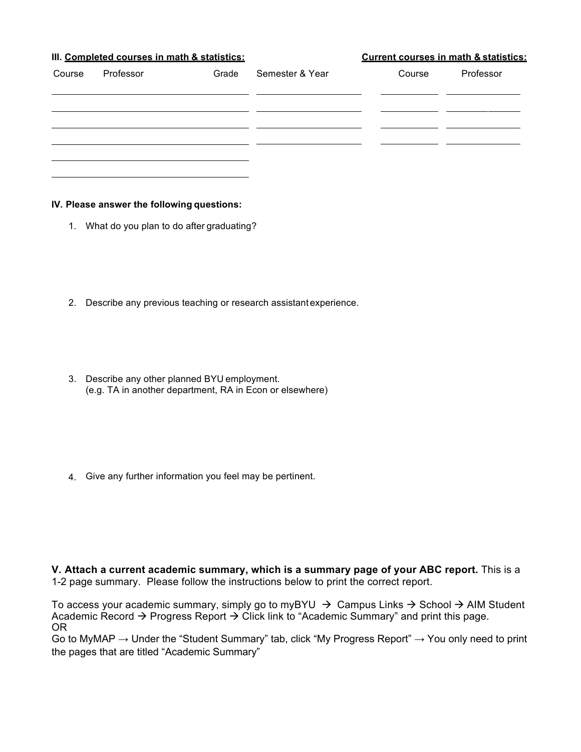**III. Completed courses in math & statistics:**

| Course | Professor | Grade | Semester & Year |
|---|---|---|---|
| | | | |
| | | | |
| | | | |
| | | | |
| | | | |
| | | | |

**Current courses in math & statistics:**

| Course | Professor |
|---|---|
| | |
| | |
| | |
| | |

**IV. Please answer the following questions:**

1. What do you plan to do after graduating?

2. Describe any previous teaching or research assistant experience.

3. Describe any other planned BYU employment.
   (e.g. TA in another department, RA in Econ or elsewhere)

4. Give any further information you feel may be pertinent.

**V. Attach a current academic summary, which is a summary page of your ABC report.** This is a 1-2 page summary. Please follow the instructions below to print the correct report.

To access your academic summary, simply go to myBYU → Campus Links → School → AIM Student Academic Record → Progress Report → Click link to "Academic Summary" and print this page.
OR
Go to MyMAP → Under the "Student Summary" tab, click "My Progress Report" → You only need to print the pages that are titled "Academic Summary"